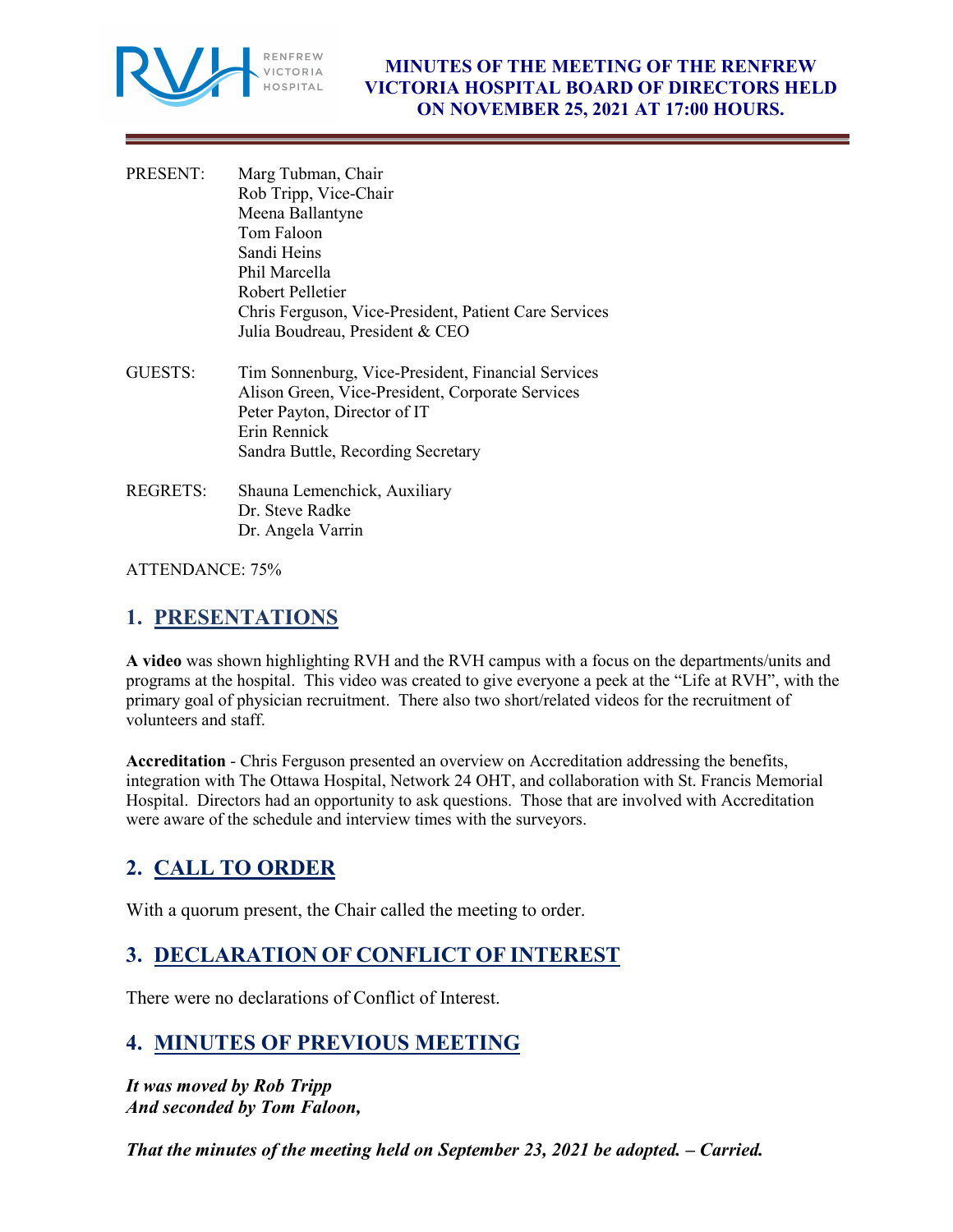# MINUTES OF THE MEETING OF THE RENFREW VICTORIA HOSPITAL BOARD OF DIRECTORS HELD ON NOVEMBER 25, 2021 AT 17:00 HOURS.

PRESENT: Marg Tubman, Chair
Rob Tripp, Vice-Chair
Meena Ballantyne
Tom Faloon
Sandi Heins
Phil Marcella
Robert Pelletier
Chris Ferguson, Vice-President, Patient Care Services
Julia Boudreau, President & CEO

GUESTS: Tim Sonnenburg, Vice-President, Financial Services
Alison Green, Vice-President, Corporate Services
Peter Payton, Director of IT
Erin Rennick
Sandra Buttle, Recording Secretary

REGRETS: Shauna Lemenchick, Auxiliary
Dr. Steve Radke
Dr. Angela Varrin

ATTENDANCE: 75%

## 1. PRESENTATIONS

**A video** was shown highlighting RVH and the RVH campus with a focus on the departments/units and programs at the hospital. This video was created to give everyone a peek at the "Life at RVH", with the primary goal of physician recruitment. There also two short/related videos for the recruitment of volunteers and staff.

**Accreditation** - Chris Ferguson presented an overview on Accreditation addressing the benefits, integration with The Ottawa Hospital, Network 24 OHT, and collaboration with St. Francis Memorial Hospital. Directors had an opportunity to ask questions. Those that are involved with Accreditation were aware of the schedule and interview times with the surveyors.

## 2. CALL TO ORDER

With a quorum present, the Chair called the meeting to order.

## 3. DECLARATION OF CONFLICT OF INTEREST

There were no declarations of Conflict of Interest.

## 4. MINUTES OF PREVIOUS MEETING

***It was moved by Rob Tripp***
***And seconded by Tom Faloon,***

***That the minutes of the meeting held on September 23, 2021 be adopted. – Carried.***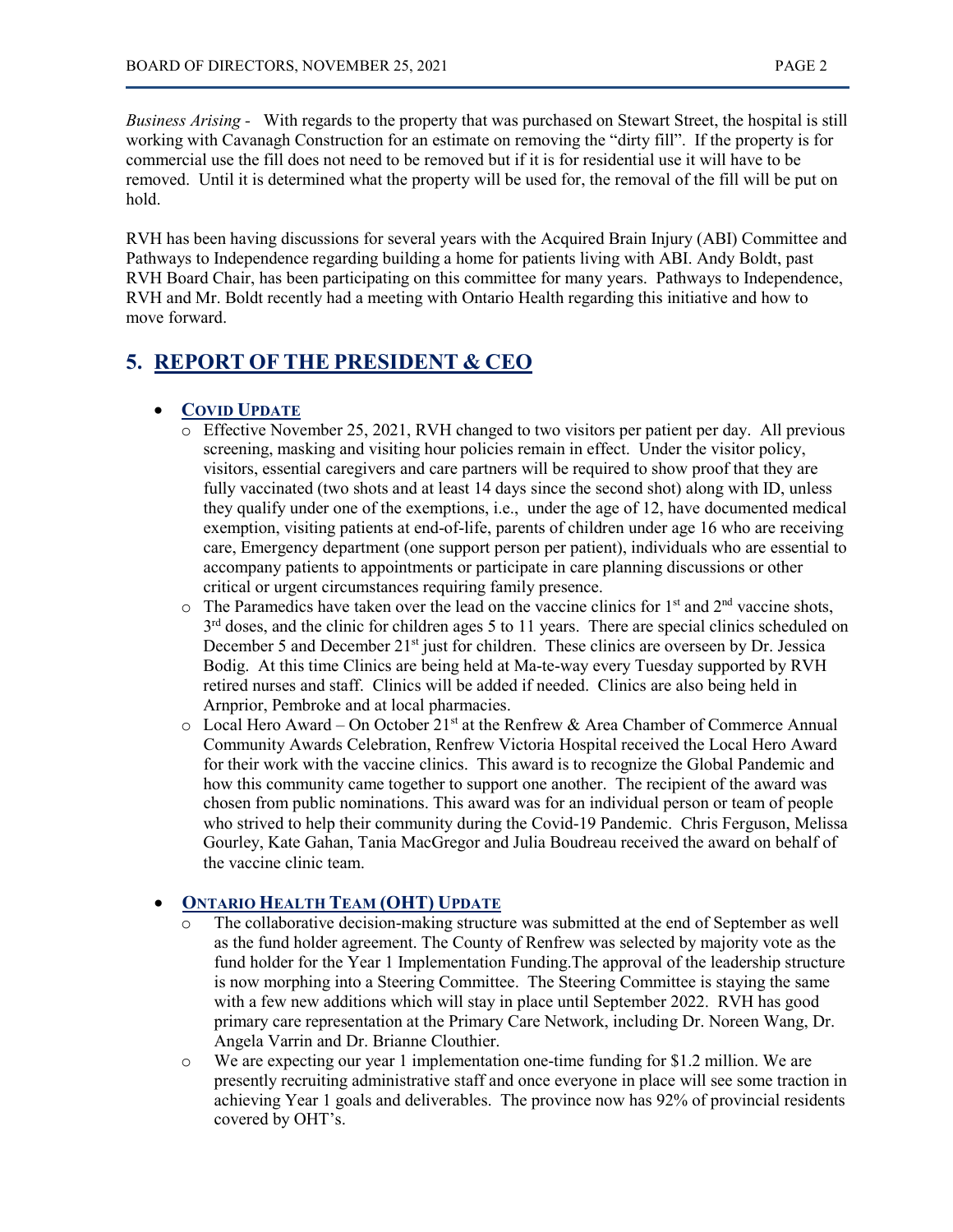*Business Arising* - With regards to the property that was purchased on Stewart Street, the hospital is still working with Cavanagh Construction for an estimate on removing the "dirty fill". If the property is for commercial use the fill does not need to be removed but if it is for residential use it will have to be removed. Until it is determined what the property will be used for, the removal of the fill will be put on hold.

RVH has been having discussions for several years with the Acquired Brain Injury (ABI) Committee and Pathways to Independence regarding building a home for patients living with ABI. Andy Boldt, past RVH Board Chair, has been participating on this committee for many years. Pathways to Independence, RVH and Mr. Boldt recently had a meeting with Ontario Health regarding this initiative and how to move forward.

## 5. REPORT OF THE PRESIDENT & CEO

- **COVID UPDATE**
  - Effective November 25, 2021, RVH changed to two visitors per patient per day. All previous screening, masking and visiting hour policies remain in effect. Under the visitor policy, visitors, essential caregivers and care partners will be required to show proof that they are fully vaccinated (two shots and at least 14 days since the second shot) along with ID, unless they qualify under one of the exemptions, i.e., under the age of 12, have documented medical exemption, visiting patients at end-of-life, parents of children under age 16 who are receiving care, Emergency department (one support person per patient), individuals who are essential to accompany patients to appointments or participate in care planning discussions or other critical or urgent circumstances requiring family presence.
  - The Paramedics have taken over the lead on the vaccine clinics for 1st and 2nd vaccine shots, 3rd doses, and the clinic for children ages 5 to 11 years. There are special clinics scheduled on December 5 and December 21st just for children. These clinics are overseen by Dr. Jessica Bodig. At this time Clinics are being held at Ma-te-way every Tuesday supported by RVH retired nurses and staff. Clinics will be added if needed. Clinics are also being held in Arnprior, Pembroke and at local pharmacies.
  - Local Hero Award – On October 21st at the Renfrew & Area Chamber of Commerce Annual Community Awards Celebration, Renfrew Victoria Hospital received the Local Hero Award for their work with the vaccine clinics. This award is to recognize the Global Pandemic and how this community came together to support one another. The recipient of the award was chosen from public nominations. This award was for an individual person or team of people who strived to help their community during the Covid-19 Pandemic. Chris Ferguson, Melissa Gourley, Kate Gahan, Tania MacGregor and Julia Boudreau received the award on behalf of the vaccine clinic team.

- **ONTARIO HEALTH TEAM (OHT) UPDATE**
  - The collaborative decision-making structure was submitted at the end of September as well as the fund holder agreement. The County of Renfrew was selected by majority vote as the fund holder for the Year 1 Implementation Funding.The approval of the leadership structure is now morphing into a Steering Committee. The Steering Committee is staying the same with a few new additions which will stay in place until September 2022. RVH has good primary care representation at the Primary Care Network, including Dr. Noreen Wang, Dr. Angela Varrin and Dr. Brianne Clouthier.
  - We are expecting our year 1 implementation one-time funding for $1.2 million. We are presently recruiting administrative staff and once everyone in place will see some traction in achieving Year 1 goals and deliverables. The province now has 92% of provincial residents covered by OHT's.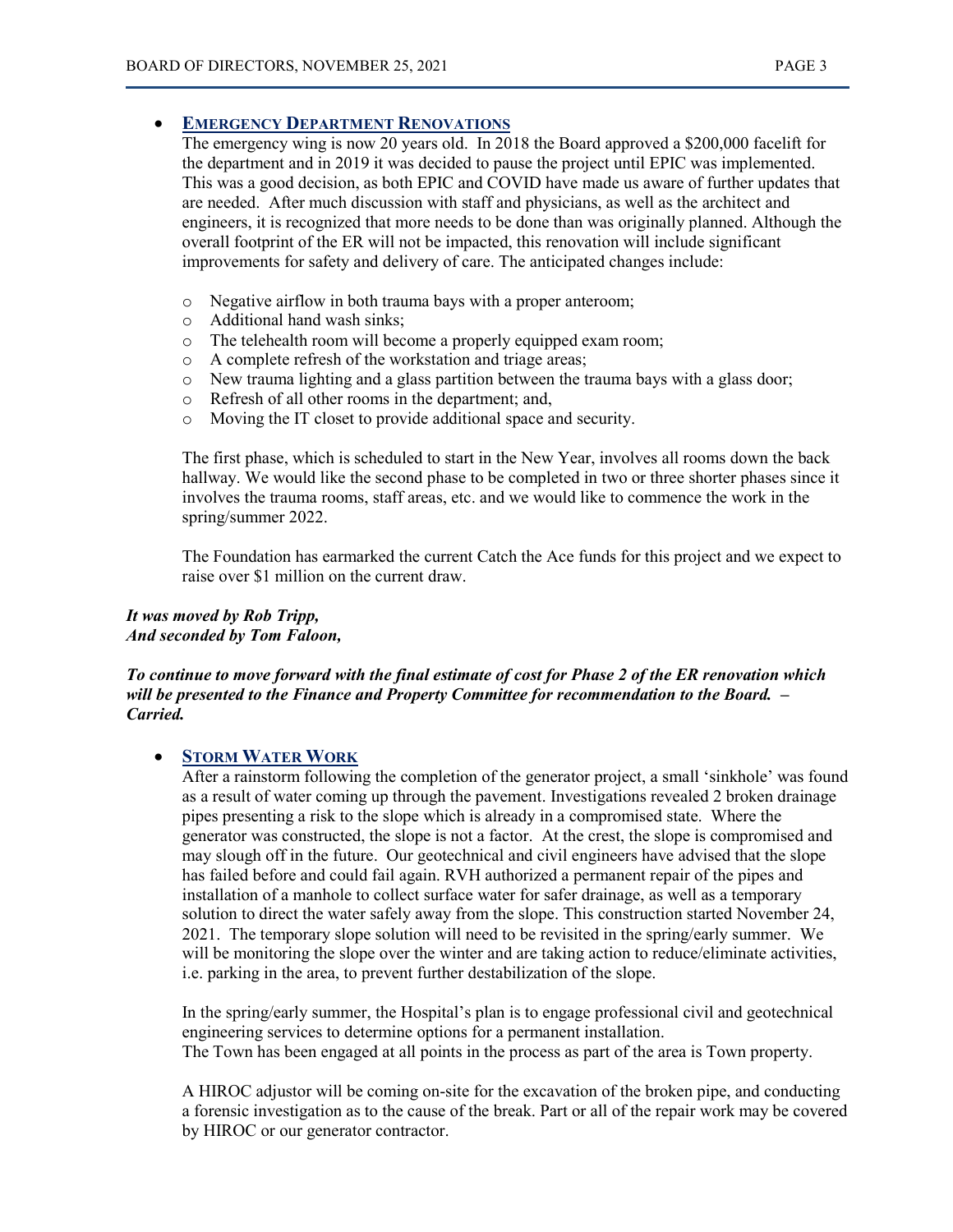- **EMERGENCY DEPARTMENT RENOVATIONS**

  The emergency wing is now 20 years old. In 2018 the Board approved a $200,000 facelift for the department and in 2019 it was decided to pause the project until EPIC was implemented. This was a good decision, as both EPIC and COVID have made us aware of further updates that are needed. After much discussion with staff and physicians, as well as the architect and engineers, it is recognized that more needs to be done than was originally planned. Although the overall footprint of the ER will not be impacted, this renovation will include significant improvements for safety and delivery of care. The anticipated changes include:

  - Negative airflow in both trauma bays with a proper anteroom;
  - Additional hand wash sinks;
  - The telehealth room will become a properly equipped exam room;
  - A complete refresh of the workstation and triage areas;
  - New trauma lighting and a glass partition between the trauma bays with a glass door;
  - Refresh of all other rooms in the department; and,
  - Moving the IT closet to provide additional space and security.

  The first phase, which is scheduled to start in the New Year, involves all rooms down the back hallway. We would like the second phase to be completed in two or three shorter phases since it involves the trauma rooms, staff areas, etc. and we would like to commence the work in the spring/summer 2022.

  The Foundation has earmarked the current Catch the Ace funds for this project and we expect to raise over $1 million on the current draw.

***It was moved by Rob Tripp,***
***And seconded by Tom Faloon,***

***To continue to move forward with the final estimate of cost for Phase 2 of the ER renovation which will be presented to the Finance and Property Committee for recommendation to the Board. – Carried.***

- **STORM WATER WORK**

  After a rainstorm following the completion of the generator project, a small 'sinkhole' was found as a result of water coming up through the pavement. Investigations revealed 2 broken drainage pipes presenting a risk to the slope which is already in a compromised state. Where the generator was constructed, the slope is not a factor. At the crest, the slope is compromised and may slough off in the future. Our geotechnical and civil engineers have advised that the slope has failed before and could fail again. RVH authorized a permanent repair of the pipes and installation of a manhole to collect surface water for safer drainage, as well as a temporary solution to direct the water safely away from the slope. This construction started November 24, 2021. The temporary slope solution will need to be revisited in the spring/early summer. We will be monitoring the slope over the winter and are taking action to reduce/eliminate activities, i.e. parking in the area, to prevent further destabilization of the slope.

  In the spring/early summer, the Hospital's plan is to engage professional civil and geotechnical engineering services to determine options for a permanent installation.
  The Town has been engaged at all points in the process as part of the area is Town property.

  A HIROC adjustor will be coming on-site for the excavation of the broken pipe, and conducting a forensic investigation as to the cause of the break. Part or all of the repair work may be covered by HIROC or our generator contractor.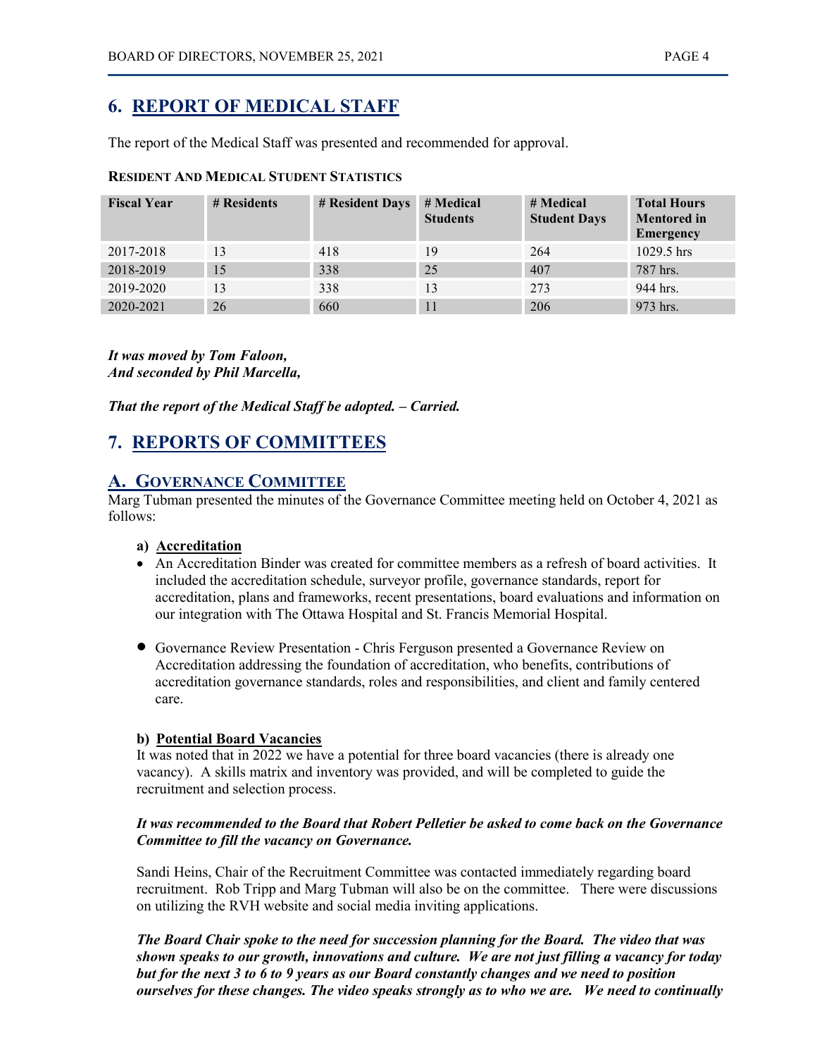## 6. REPORT OF MEDICAL STAFF

The report of the Medical Staff was presented and recommended for approval.

**RESIDENT AND MEDICAL STUDENT STATISTICS**

| Fiscal Year | # Residents | # Resident Days | # Medical Students | # Medical Student Days | Total Hours Mentored in Emergency |
|---|---|---|---|---|---|
| 2017-2018 | 13 | 418 | 19 | 264 | 1029.5 hrs |
| 2018-2019 | 15 | 338 | 25 | 407 | 787 hrs. |
| 2019-2020 | 13 | 338 | 13 | 273 | 944 hrs. |
| 2020-2021 | 26 | 660 | 11 | 206 | 973 hrs. |

***It was moved by Tom Faloon,***
***And seconded by Phil Marcella,***

***That the report of the Medical Staff be adopted. – Carried.***

## 7. REPORTS OF COMMITTEES

### A. GOVERNANCE COMMITTEE

Marg Tubman presented the minutes of the Governance Committee meeting held on October 4, 2021 as follows:

**a) Accreditation**

- An Accreditation Binder was created for committee members as a refresh of board activities. It included the accreditation schedule, surveyor profile, governance standards, report for accreditation, plans and frameworks, recent presentations, board evaluations and information on our integration with The Ottawa Hospital and St. Francis Memorial Hospital.
- Governance Review Presentation - Chris Ferguson presented a Governance Review on Accreditation addressing the foundation of accreditation, who benefits, contributions of accreditation governance standards, roles and responsibilities, and client and family centered care.

**b) Potential Board Vacancies**

It was noted that in 2022 we have a potential for three board vacancies (there is already one vacancy). A skills matrix and inventory was provided, and will be completed to guide the recruitment and selection process.

***It was recommended to the Board that Robert Pelletier be asked to come back on the Governance Committee to fill the vacancy on Governance.***

Sandi Heins, Chair of the Recruitment Committee was contacted immediately regarding board recruitment. Rob Tripp and Marg Tubman will also be on the committee. There were discussions on utilizing the RVH website and social media inviting applications.

***The Board Chair spoke to the need for succession planning for the Board. The video that was shown speaks to our growth, innovations and culture. We are not just filling a vacancy for today but for the next 3 to 6 to 9 years as our Board constantly changes and we need to position ourselves for these changes. The video speaks strongly as to who we are. We need to continually***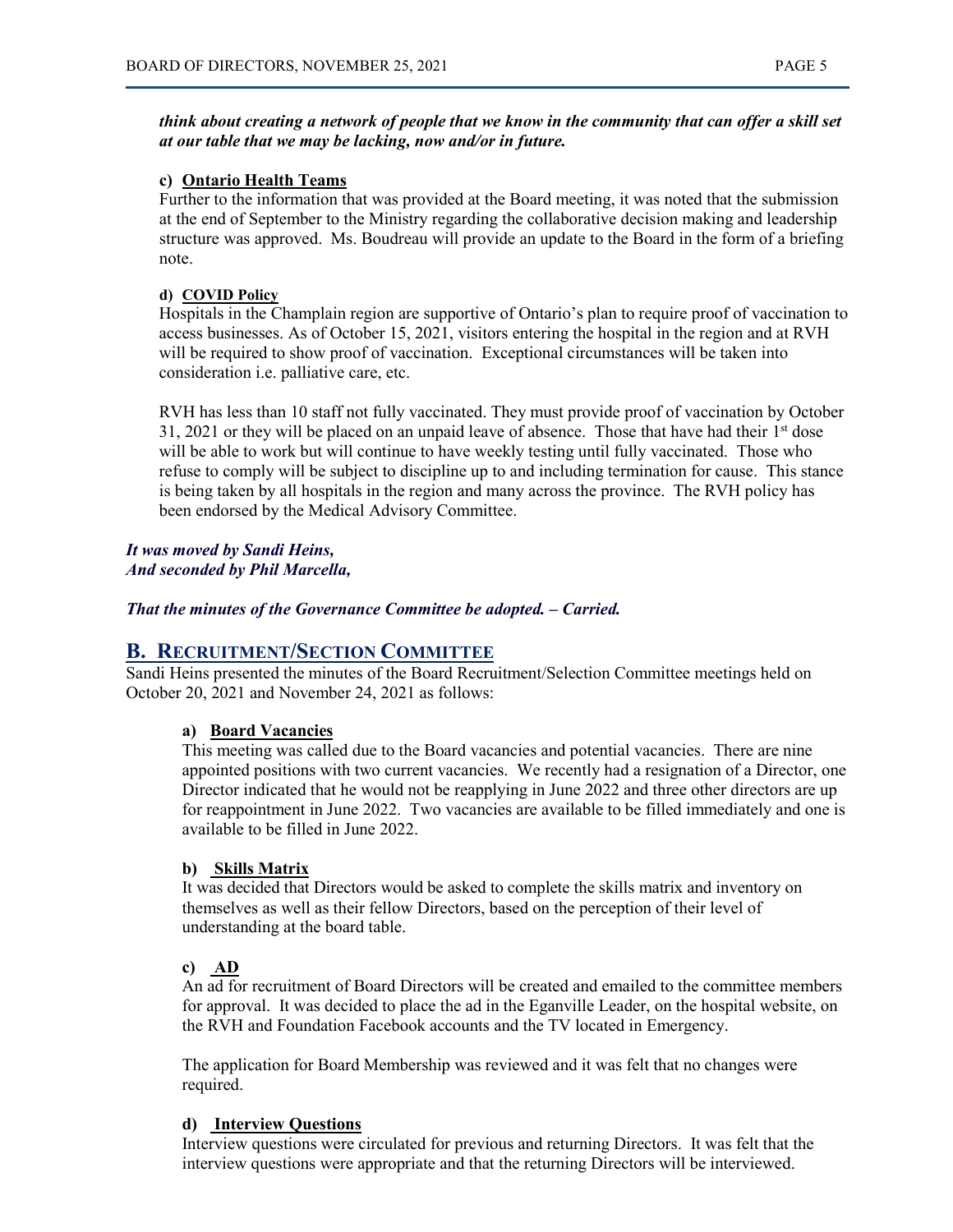***think about creating a network of people that we know in the community that can offer a skill set at our table that we may be lacking, now and/or in future.***

**c) Ontario Health Teams**

Further to the information that was provided at the Board meeting, it was noted that the submission at the end of September to the Ministry regarding the collaborative decision making and leadership structure was approved. Ms. Boudreau will provide an update to the Board in the form of a briefing note.

**d) COVID Policy**

Hospitals in the Champlain region are supportive of Ontario's plan to require proof of vaccination to access businesses. As of October 15, 2021, visitors entering the hospital in the region and at RVH will be required to show proof of vaccination. Exceptional circumstances will be taken into consideration i.e. palliative care, etc.

RVH has less than 10 staff not fully vaccinated. They must provide proof of vaccination by October 31, 2021 or they will be placed on an unpaid leave of absence. Those that have had their 1st dose will be able to work but will continue to have weekly testing until fully vaccinated. Those who refuse to comply will be subject to discipline up to and including termination for cause. This stance is being taken by all hospitals in the region and many across the province. The RVH policy has been endorsed by the Medical Advisory Committee.

***It was moved by Sandi Heins,***
***And seconded by Phil Marcella,***

***That the minutes of the Governance Committee be adopted. – Carried.***

## B. Recruitment/Section Committee

Sandi Heins presented the minutes of the Board Recruitment/Selection Committee meetings held on October 20, 2021 and November 24, 2021 as follows:

**a) Board Vacancies**

This meeting was called due to the Board vacancies and potential vacancies. There are nine appointed positions with two current vacancies. We recently had a resignation of a Director, one Director indicated that he would not be reapplying in June 2022 and three other directors are up for reappointment in June 2022. Two vacancies are available to be filled immediately and one is available to be filled in June 2022.

**b) Skills Matrix**

It was decided that Directors would be asked to complete the skills matrix and inventory on themselves as well as their fellow Directors, based on the perception of their level of understanding at the board table.

**c) AD**

An ad for recruitment of Board Directors will be created and emailed to the committee members for approval. It was decided to place the ad in the Eganville Leader, on the hospital website, on the RVH and Foundation Facebook accounts and the TV located in Emergency.

The application for Board Membership was reviewed and it was felt that no changes were required.

**d) Interview Questions**

Interview questions were circulated for previous and returning Directors. It was felt that the interview questions were appropriate and that the returning Directors will be interviewed.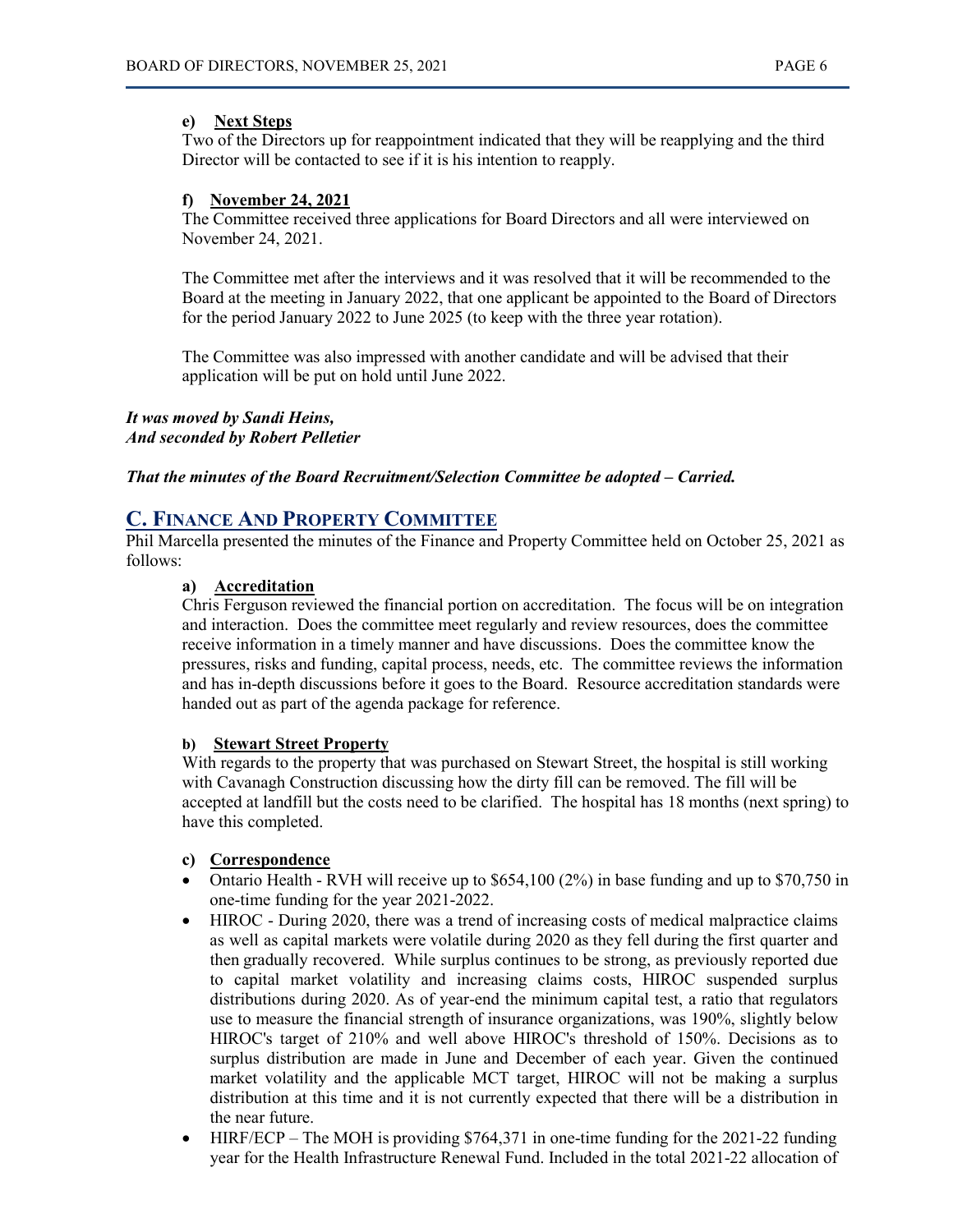**e) Next Steps**

Two of the Directors up for reappointment indicated that they will be reapplying and the third Director will be contacted to see if it is his intention to reapply.

**f) November 24, 2021**

The Committee received three applications for Board Directors and all were interviewed on November 24, 2021.

The Committee met after the interviews and it was resolved that it will be recommended to the Board at the meeting in January 2022, that one applicant be appointed to the Board of Directors for the period January 2022 to June 2025 (to keep with the three year rotation).

The Committee was also impressed with another candidate and will be advised that their application will be put on hold until June 2022.

***It was moved by Sandi Heins,***
***And seconded by Robert Pelletier***

***That the minutes of the Board Recruitment/Selection Committee be adopted – Carried.***

## C. FINANCE AND PROPERTY COMMITTEE

Phil Marcella presented the minutes of the Finance and Property Committee held on October 25, 2021 as follows:

**a) Accreditation**

Chris Ferguson reviewed the financial portion on accreditation. The focus will be on integration and interaction. Does the committee meet regularly and review resources, does the committee receive information in a timely manner and have discussions. Does the committee know the pressures, risks and funding, capital process, needs, etc. The committee reviews the information and has in-depth discussions before it goes to the Board. Resource accreditation standards were handed out as part of the agenda package for reference.

**b) Stewart Street Property**

With regards to the property that was purchased on Stewart Street, the hospital is still working with Cavanagh Construction discussing how the dirty fill can be removed. The fill will be accepted at landfill but the costs need to be clarified. The hospital has 18 months (next spring) to have this completed.

**c) Correspondence**

- Ontario Health - RVH will receive up to $654,100 (2%) in base funding and up to $70,750 in one-time funding for the year 2021-2022.
- HIROC - During 2020, there was a trend of increasing costs of medical malpractice claims as well as capital markets were volatile during 2020 as they fell during the first quarter and then gradually recovered. While surplus continues to be strong, as previously reported due to capital market volatility and increasing claims costs, HIROC suspended surplus distributions during 2020. As of year-end the minimum capital test, a ratio that regulators use to measure the financial strength of insurance organizations, was 190%, slightly below HIROC's target of 210% and well above HIROC's threshold of 150%. Decisions as to surplus distribution are made in June and December of each year. Given the continued market volatility and the applicable MCT target, HIROC will not be making a surplus distribution at this time and it is not currently expected that there will be a distribution in the near future.
- HIRF/ECP – The MOH is providing $764,371 in one-time funding for the 2021-22 funding year for the Health Infrastructure Renewal Fund. Included in the total 2021-22 allocation of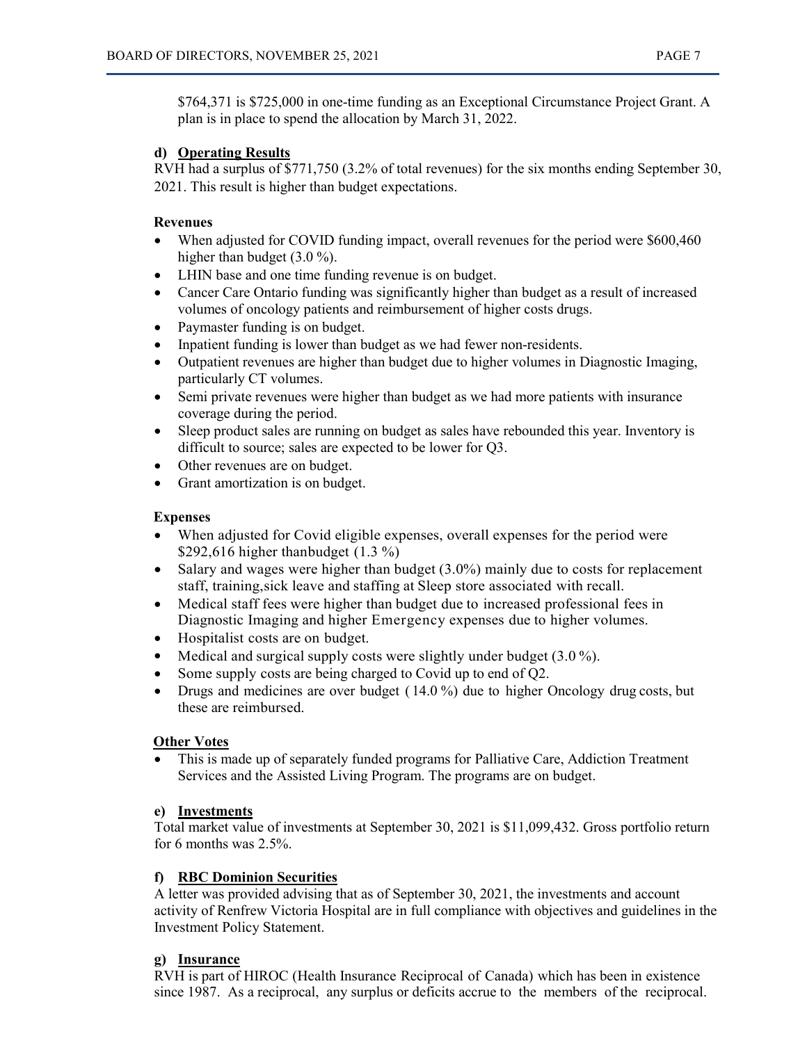$764,371 is $725,000 in one-time funding as an Exceptional Circumstance Project Grant. A plan is in place to spend the allocation by March 31, 2022.

**d) Operating Results**

RVH had a surplus of $771,750 (3.2% of total revenues) for the six months ending September 30, 2021. This result is higher than budget expectations.

**Revenues**

- When adjusted for COVID funding impact, overall revenues for the period were $600,460 higher than budget (3.0 %).
- LHIN base and one time funding revenue is on budget.
- Cancer Care Ontario funding was significantly higher than budget as a result of increased volumes of oncology patients and reimbursement of higher costs drugs.
- Paymaster funding is on budget.
- Inpatient funding is lower than budget as we had fewer non-residents.
- Outpatient revenues are higher than budget due to higher volumes in Diagnostic Imaging, particularly CT volumes.
- Semi private revenues were higher than budget as we had more patients with insurance coverage during the period.
- Sleep product sales are running on budget as sales have rebounded this year. Inventory is difficult to source; sales are expected to be lower for Q3.
- Other revenues are on budget.
- Grant amortization is on budget.

**Expenses**

- When adjusted for Covid eligible expenses, overall expenses for the period were $292,616 higher thanbudget (1.3 %)
- Salary and wages were higher than budget (3.0%) mainly due to costs for replacement staff, training,sick leave and staffing at Sleep store associated with recall.
- Medical staff fees were higher than budget due to increased professional fees in Diagnostic Imaging and higher Emergency expenses due to higher volumes.
- Hospitalist costs are on budget.
- Medical and surgical supply costs were slightly under budget (3.0 %).
- Some supply costs are being charged to Covid up to end of Q2.
- Drugs and medicines are over budget ( 14.0 %) due to higher Oncology drug costs, but these are reimbursed.

**Other Votes**

- This is made up of separately funded programs for Palliative Care, Addiction Treatment Services and the Assisted Living Program. The programs are on budget.

**e) Investments**

Total market value of investments at September 30, 2021 is $11,099,432. Gross portfolio return for 6 months was 2.5%.

**f) RBC Dominion Securities**

A letter was provided advising that as of September 30, 2021, the investments and account activity of Renfrew Victoria Hospital are in full compliance with objectives and guidelines in the Investment Policy Statement.

**g) Insurance**

RVH is part of HIROC (Health Insurance Reciprocal of Canada) which has been in existence since 1987. As a reciprocal, any surplus or deficits accrue to the members of the reciprocal.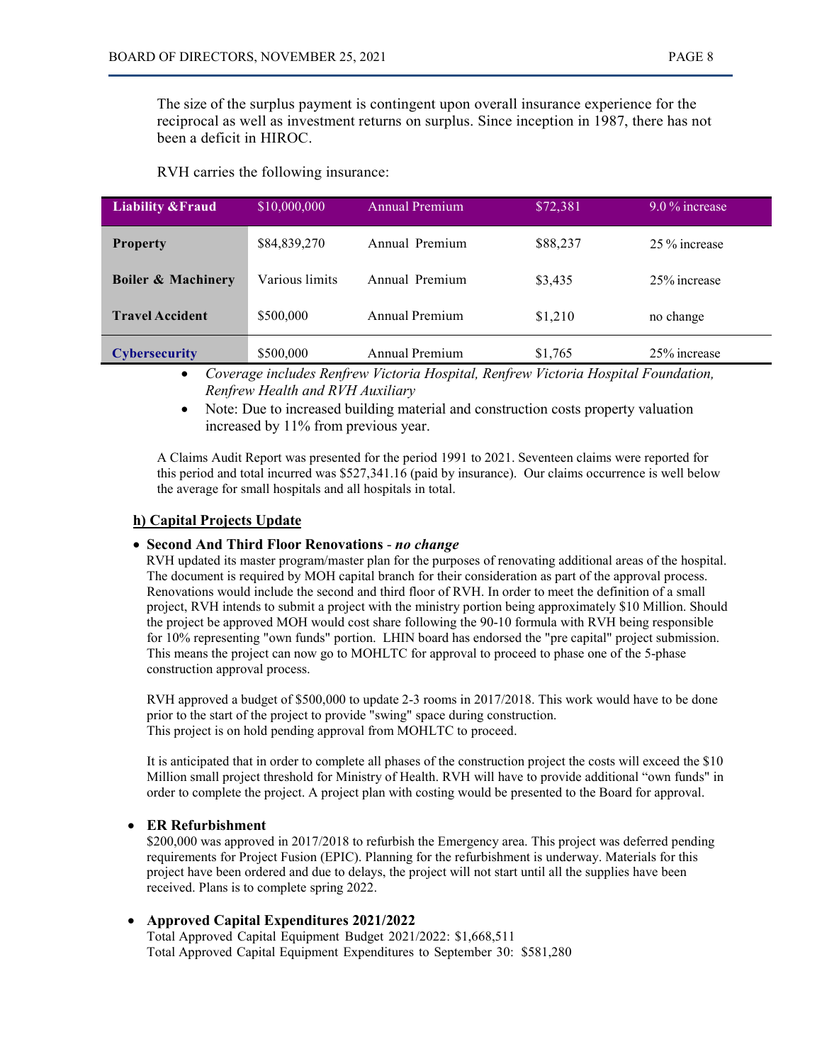The size of the surplus payment is contingent upon overall insurance experience for the reciprocal as well as investment returns on surplus. Since inception in 1987, there has not been a deficit in HIROC.

RVH carries the following insurance:

| Liability &Fraud | $10,000,000 | Annual Premium | $72,381 | 9.0 % increase |
|---|---|---|---|---|
| **Property** | $84,839,270 | Annual Premium | $88,237 | 25 % increase |
| **Boiler & Machinery** | Various limits | Annual Premium | $3,435 | 25% increase |
| **Travel Accident** | $500,000 | Annual Premium | $1,210 | no change |
| **Cybersecurity** | $500,000 | Annual Premium | $1,765 | 25% increase |

- *Coverage includes Renfrew Victoria Hospital, Renfrew Victoria Hospital Foundation, Renfrew Health and RVH Auxiliary*
- Note: Due to increased building material and construction costs property valuation increased by 11% from previous year.

A Claims Audit Report was presented for the period 1991 to 2021. Seventeen claims were reported for this period and total incurred was $527,341.16 (paid by insurance). Our claims occurrence is well below the average for small hospitals and all hospitals in total.

**h) Capital Projects Update**

- **Second And Third Floor Renovations** - ***no change***
  RVH updated its master program/master plan for the purposes of renovating additional areas of the hospital. The document is required by MOH capital branch for their consideration as part of the approval process. Renovations would include the second and third floor of RVH. In order to meet the definition of a small project, RVH intends to submit a project with the ministry portion being approximately $10 Million. Should the project be approved MOH would cost share following the 90-10 formula with RVH being responsible for 10% representing "own funds" portion. LHIN board has endorsed the "pre capital" project submission. This means the project can now go to MOHLTC for approval to proceed to phase one of the 5-phase construction approval process.

  RVH approved a budget of $500,000 to update 2-3 rooms in 2017/2018. This work would have to be done prior to the start of the project to provide "swing" space during construction.
  This project is on hold pending approval from MOHLTC to proceed.

  It is anticipated that in order to complete all phases of the construction project the costs will exceed the $10 Million small project threshold for Ministry of Health. RVH will have to provide additional "own funds" in order to complete the project. A project plan with costing would be presented to the Board for approval.

- **ER Refurbishment**
  $200,000 was approved in 2017/2018 to refurbish the Emergency area. This project was deferred pending requirements for Project Fusion (EPIC). Planning for the refurbishment is underway. Materials for this project have been ordered and due to delays, the project will not start until all the supplies have been received. Plans is to complete spring 2022.

- **Approved Capital Expenditures 2021/2022**
  Total Approved Capital Equipment Budget 2021/2022: $1,668,511
  Total Approved Capital Equipment Expenditures to September 30: $581,280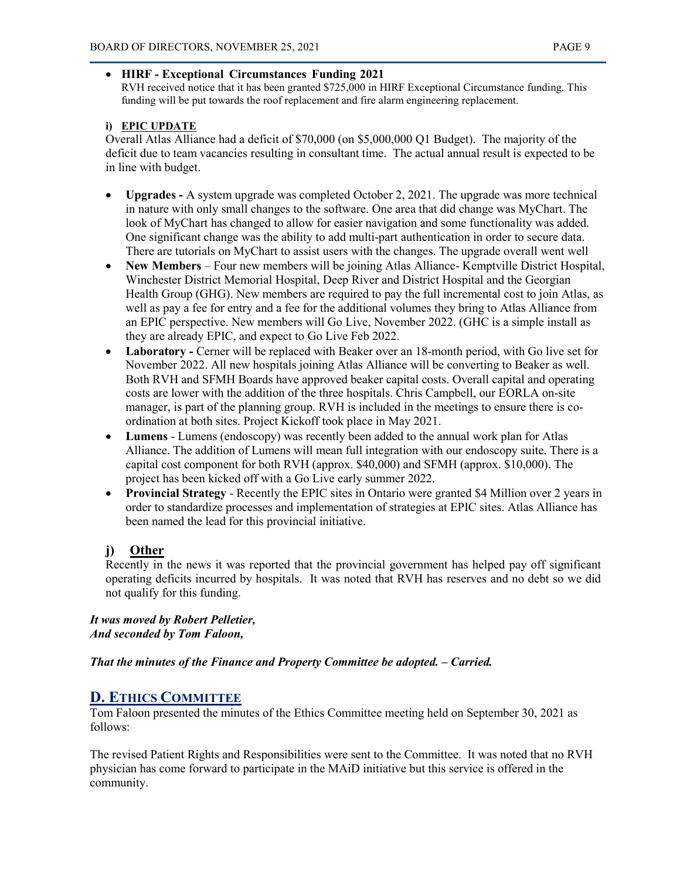- **HIRF - Exceptional Circumstances Funding 2021**
  RVH received notice that it has been granted $725,000 in HIRF Exceptional Circumstance funding. This funding will be put towards the roof replacement and fire alarm engineering replacement.

**i) EPIC UPDATE**

Overall Atlas Alliance had a deficit of $70,000 (on $5,000,000 Q1 Budget). The majority of the deficit due to team vacancies resulting in consultant time. The actual annual result is expected to be in line with budget.

- **Upgrades -** A system upgrade was completed October 2, 2021. The upgrade was more technical in nature with only small changes to the software. One area that did change was MyChart. The look of MyChart has changed to allow for easier navigation and some functionality was added. One significant change was the ability to add multi-part authentication in order to secure data. There are tutorials on MyChart to assist users with the changes. The upgrade overall went well
- **New Members** – Four new members will be joining Atlas Alliance- Kemptville District Hospital, Winchester District Memorial Hospital, Deep River and District Hospital and the Georgian Health Group (GHG). New members are required to pay the full incremental cost to join Atlas, as well as pay a fee for entry and a fee for the additional volumes they bring to Atlas Alliance from an EPIC perspective. New members will Go Live, November 2022. (GHC is a simple install as they are already EPIC, and expect to Go Live Feb 2022.
- **Laboratory -** Cerner will be replaced with Beaker over an 18-month period, with Go live set for November 2022. All new hospitals joining Atlas Alliance will be converting to Beaker as well. Both RVH and SFMH Boards have approved beaker capital costs. Overall capital and operating costs are lower with the addition of the three hospitals. Chris Campbell, our EORLA on-site manager, is part of the planning group. RVH is included in the meetings to ensure there is co-ordination at both sites. Project Kickoff took place in May 2021.
- **Lumens** - Lumens (endoscopy) was recently been added to the annual work plan for Atlas Alliance. The addition of Lumens will mean full integration with our endoscopy suite. There is a capital cost component for both RVH (approx. $40,000) and SFMH (approx. $10,000). The project has been kicked off with a Go Live early summer 2022.
- **Provincial Strategy** - Recently the EPIC sites in Ontario were granted $4 Million over 2 years in order to standardize processes and implementation of strategies at EPIC sites. Atlas Alliance has been named the lead for this provincial initiative.

## j) Other

Recently in the news it was reported that the provincial government has helped pay off significant operating deficits incurred by hospitals. It was noted that RVH has reserves and no debt so we did not qualify for this funding.

***It was moved by Robert Pelletier,***
***And seconded by Tom Faloon,***

***That the minutes of the Finance and Property Committee be adopted. – Carried.***

## D. ETHICS COMMITTEE

Tom Faloon presented the minutes of the Ethics Committee meeting held on September 30, 2021 as follows:

The revised Patient Rights and Responsibilities were sent to the Committee. It was noted that no RVH physician has come forward to participate in the MAiD initiative but this service is offered in the community.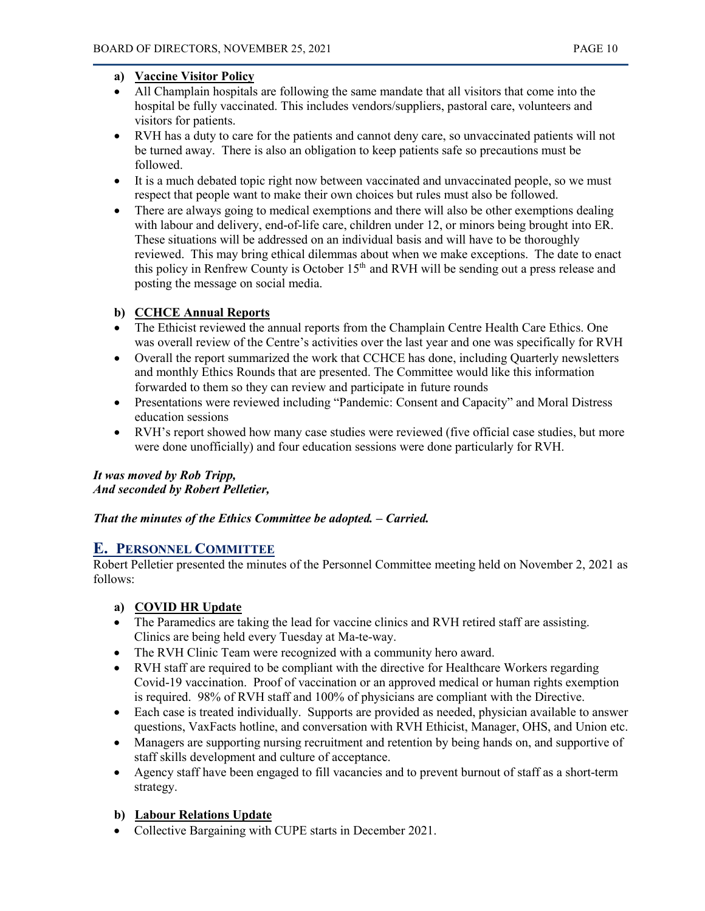**a) Vaccine Visitor Policy**

- All Champlain hospitals are following the same mandate that all visitors that come into the hospital be fully vaccinated. This includes vendors/suppliers, pastoral care, volunteers and visitors for patients.
- RVH has a duty to care for the patients and cannot deny care, so unvaccinated patients will not be turned away. There is also an obligation to keep patients safe so precautions must be followed.
- It is a much debated topic right now between vaccinated and unvaccinated people, so we must respect that people want to make their own choices but rules must also be followed.
- There are always going to medical exemptions and there will also be other exemptions dealing with labour and delivery, end-of-life care, children under 12, or minors being brought into ER. These situations will be addressed on an individual basis and will have to be thoroughly reviewed. This may bring ethical dilemmas about when we make exceptions. The date to enact this policy in Renfrew County is October 15th and RVH will be sending out a press release and posting the message on social media.

**b) CCHCE Annual Reports**

- The Ethicist reviewed the annual reports from the Champlain Centre Health Care Ethics. One was overall review of the Centre's activities over the last year and one was specifically for RVH
- Overall the report summarized the work that CCHCE has done, including Quarterly newsletters and monthly Ethics Rounds that are presented. The Committee would like this information forwarded to them so they can review and participate in future rounds
- Presentations were reviewed including "Pandemic: Consent and Capacity" and Moral Distress education sessions
- RVH's report showed how many case studies were reviewed (five official case studies, but more were done unofficially) and four education sessions were done particularly for RVH.

***It was moved by Rob Tripp,***
***And seconded by Robert Pelletier,***

***That the minutes of the Ethics Committee be adopted. – Carried.***

## E. PERSONNEL COMMITTEE

Robert Pelletier presented the minutes of the Personnel Committee meeting held on November 2, 2021 as follows:

**a) COVID HR Update**

- The Paramedics are taking the lead for vaccine clinics and RVH retired staff are assisting. Clinics are being held every Tuesday at Ma-te-way.
- The RVH Clinic Team were recognized with a community hero award.
- RVH staff are required to be compliant with the directive for Healthcare Workers regarding Covid-19 vaccination. Proof of vaccination or an approved medical or human rights exemption is required. 98% of RVH staff and 100% of physicians are compliant with the Directive.
- Each case is treated individually. Supports are provided as needed, physician available to answer questions, VaxFacts hotline, and conversation with RVH Ethicist, Manager, OHS, and Union etc.
- Managers are supporting nursing recruitment and retention by being hands on, and supportive of staff skills development and culture of acceptance.
- Agency staff have been engaged to fill vacancies and to prevent burnout of staff as a short-term strategy.

**b) Labour Relations Update**

- Collective Bargaining with CUPE starts in December 2021.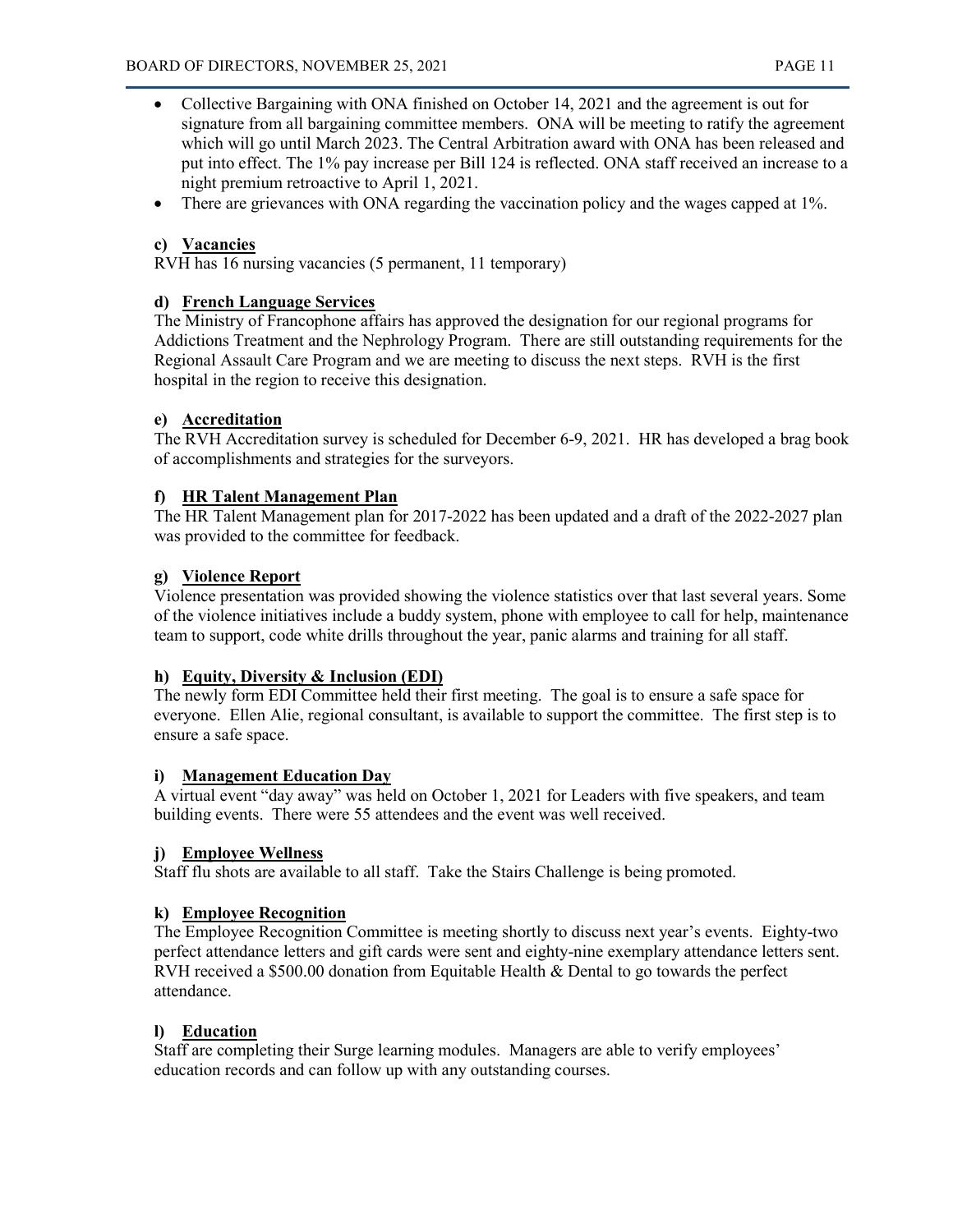- Collective Bargaining with ONA finished on October 14, 2021 and the agreement is out for signature from all bargaining committee members. ONA will be meeting to ratify the agreement which will go until March 2023. The Central Arbitration award with ONA has been released and put into effect. The 1% pay increase per Bill 124 is reflected. ONA staff received an increase to a night premium retroactive to April 1, 2021.
- There are grievances with ONA regarding the vaccination policy and the wages capped at 1%.

**c) Vacancies**

RVH has 16 nursing vacancies (5 permanent, 11 temporary)

**d) French Language Services**

The Ministry of Francophone affairs has approved the designation for our regional programs for Addictions Treatment and the Nephrology Program. There are still outstanding requirements for the Regional Assault Care Program and we are meeting to discuss the next steps. RVH is the first hospital in the region to receive this designation.

**e) Accreditation**

The RVH Accreditation survey is scheduled for December 6-9, 2021. HR has developed a brag book of accomplishments and strategies for the surveyors.

**f) HR Talent Management Plan**

The HR Talent Management plan for 2017-2022 has been updated and a draft of the 2022-2027 plan was provided to the committee for feedback.

**g) Violence Report**

Violence presentation was provided showing the violence statistics over that last several years. Some of the violence initiatives include a buddy system, phone with employee to call for help, maintenance team to support, code white drills throughout the year, panic alarms and training for all staff.

**h) Equity, Diversity & Inclusion (EDI)**

The newly form EDI Committee held their first meeting. The goal is to ensure a safe space for everyone. Ellen Alie, regional consultant, is available to support the committee. The first step is to ensure a safe space.

**i) Management Education Day**

A virtual event "day away" was held on October 1, 2021 for Leaders with five speakers, and team building events. There were 55 attendees and the event was well received.

**j) Employee Wellness**

Staff flu shots are available to all staff. Take the Stairs Challenge is being promoted.

**k) Employee Recognition**

The Employee Recognition Committee is meeting shortly to discuss next year's events. Eighty-two perfect attendance letters and gift cards were sent and eighty-nine exemplary attendance letters sent. RVH received a $500.00 donation from Equitable Health & Dental to go towards the perfect attendance.

**l) Education**

Staff are completing their Surge learning modules. Managers are able to verify employees' education records and can follow up with any outstanding courses.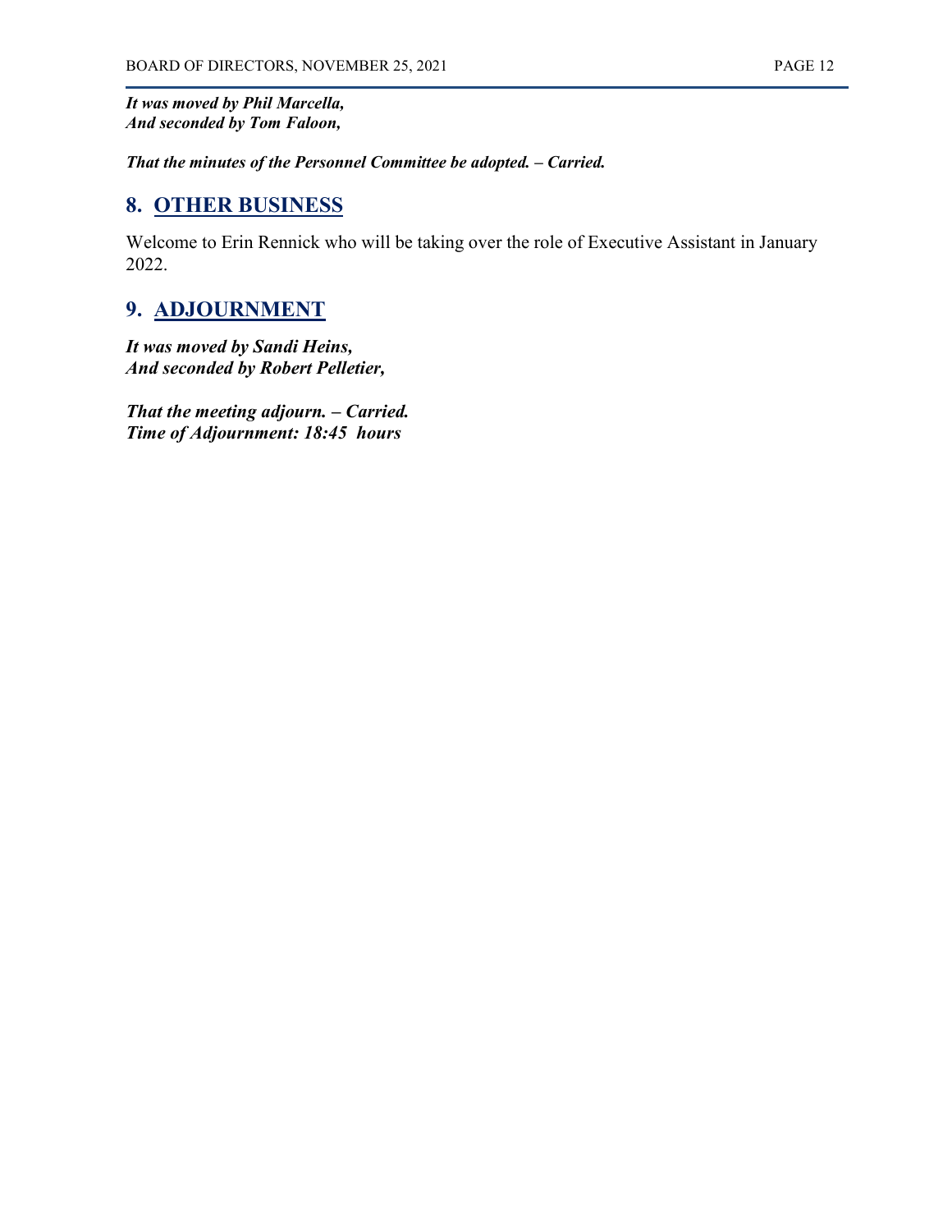***It was moved by Phil Marcella,***
***And seconded by Tom Faloon,***

***That the minutes of the Personnel Committee be adopted. – Carried.***

## 8. OTHER BUSINESS

Welcome to Erin Rennick who will be taking over the role of Executive Assistant in January 2022.

## 9. ADJOURNMENT

***It was moved by Sandi Heins,***
***And seconded by Robert Pelletier,***

***That the meeting adjourn. – Carried.***
***Time of Adjournment: 18:45 hours***